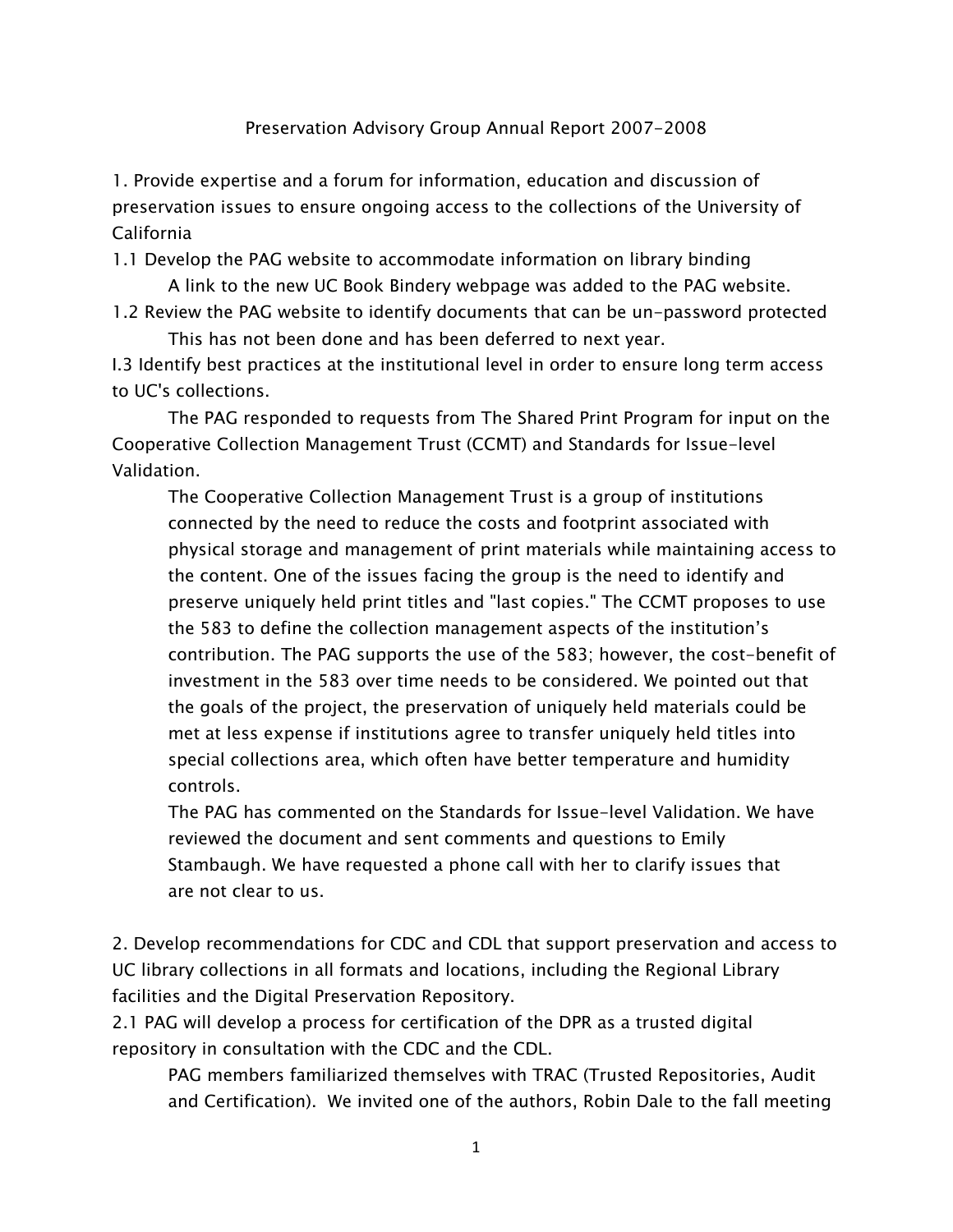# Preservation Advisory Group Annual Report 2007-2008

1. Provide expertise and a forum for information, education and discussion of preservation issues to ensure ongoing access to the collections of the University of California

1.1 Develop the PAG website to accommodate information on library binding

A link to the new UC Book Bindery webpage was added to the PAG website.

1.2 Review the PAG website to identify documents that can be un-password protected

This has not been done and has been deferred to next year.

I.3 Identify best practices at the institutional level in order to ensure long term access to UC's collections.

The PAG responded to requests from The Shared Print Program for input on the Cooperative Collection Management Trust (CCMT) and Standards for Issue-level Validation.

The Cooperative Collection Management Trust is a group of institutions connected by the need to reduce the costs and footprint associated with physical storage and management of print materials while maintaining access to the content. One of the issues facing the group is the need to identify and preserve uniquely held print titles and "last copies." The CCMT proposes to use the 583 to define the collection management aspects of the institution's contribution. The PAG supports the use of the 583; however, the cost-benefit of investment in the 583 over time needs to be considered. We pointed out that the goals of the project, the preservation of uniquely held materials could be met at less expense if institutions agree to transfer uniquely held titles into special collections area, which often have better temperature and humidity controls.

The PAG has commented on the Standards for Issue-level Validation. We have reviewed the document and sent comments and questions to Emily Stambaugh. We have requested a phone call with her to clarify issues that are not clear to us.

2. Develop recommendations for CDC and CDL that support preservation and access to UC library collections in all formats and locations, including the Regional Library facilities and the Digital Preservation Repository.

2.1 PAG will develop a process for certification of the DPR as a trusted digital repository in consultation with the CDC and the CDL.

PAG members familiarized themselves with TRAC (Trusted Repositories, Audit and Certification). We invited one of the authors, Robin Dale to the fall meeting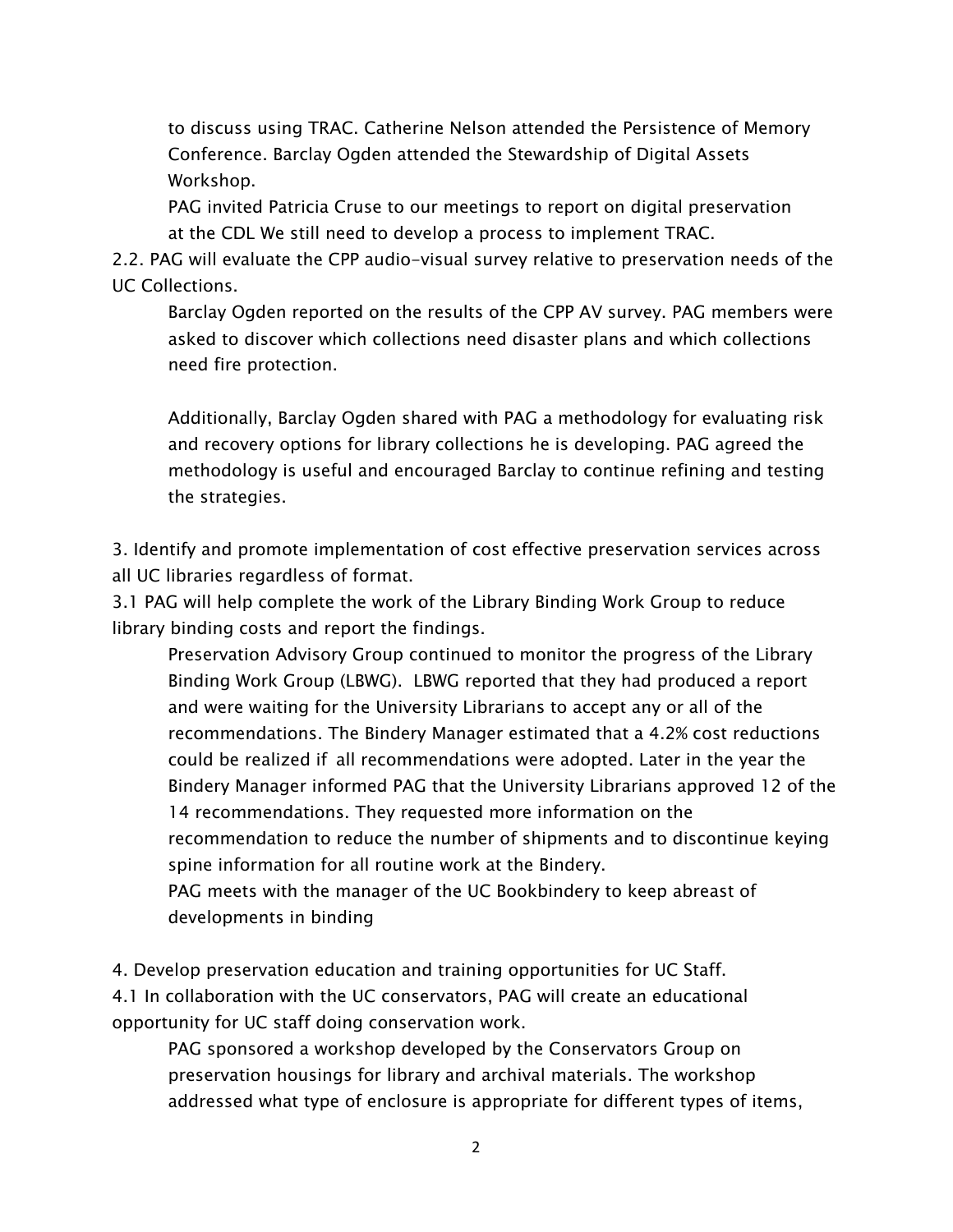to discuss using TRAC. Catherine Nelson attended the Persistence of Memory Conference. Barclay Ogden attended the Stewardship of Digital Assets Workshop.

PAG invited Patricia Cruse to our meetings to report on digital preservation at the CDL We still need to develop a process to implement TRAC.

2.2. PAG will evaluate the CPP audio-visual survey relative to preservation needs of the UC Collections.

Barclay Ogden reported on the results of the CPP AV survey. PAG members were asked to discover which collections need disaster plans and which collections need fire protection.

Additionally, Barclay Ogden shared with PAG a methodology for evaluating risk and recovery options for library collections he is developing. PAG agreed the methodology is useful and encouraged Barclay to continue refining and testing the strategies.

3. Identify and promote implementation of cost effective preservation services across all UC libraries regardless of format.

3.1 PAG will help complete the work of the Library Binding Work Group to reduce library binding costs and report the findings.

Preservation Advisory Group continued to monitor the progress of the Library Binding Work Group (LBWG). LBWG reported that they had produced a report and were waiting for the University Librarians to accept any or all of the recommendations. The Bindery Manager estimated that a 4.2% cost reductions could be realized if all recommendations were adopted. Later in the year the Bindery Manager informed PAG that the University Librarians approved 12 of the 14 recommendations. They requested more information on the recommendation to reduce the number of shipments and to discontinue keying spine information for all routine work at the Bindery.

PAG meets with the manager of the UC Bookbindery to keep abreast of developments in binding

4. Develop preservation education and training opportunities for UC Staff.

4.1 In collaboration with the UC conservators, PAG will create an educational opportunity for UC staff doing conservation work.

PAG sponsored a workshop developed by the Conservators Group on preservation housings for library and archival materials. The workshop addressed what type of enclosure is appropriate for different types of items,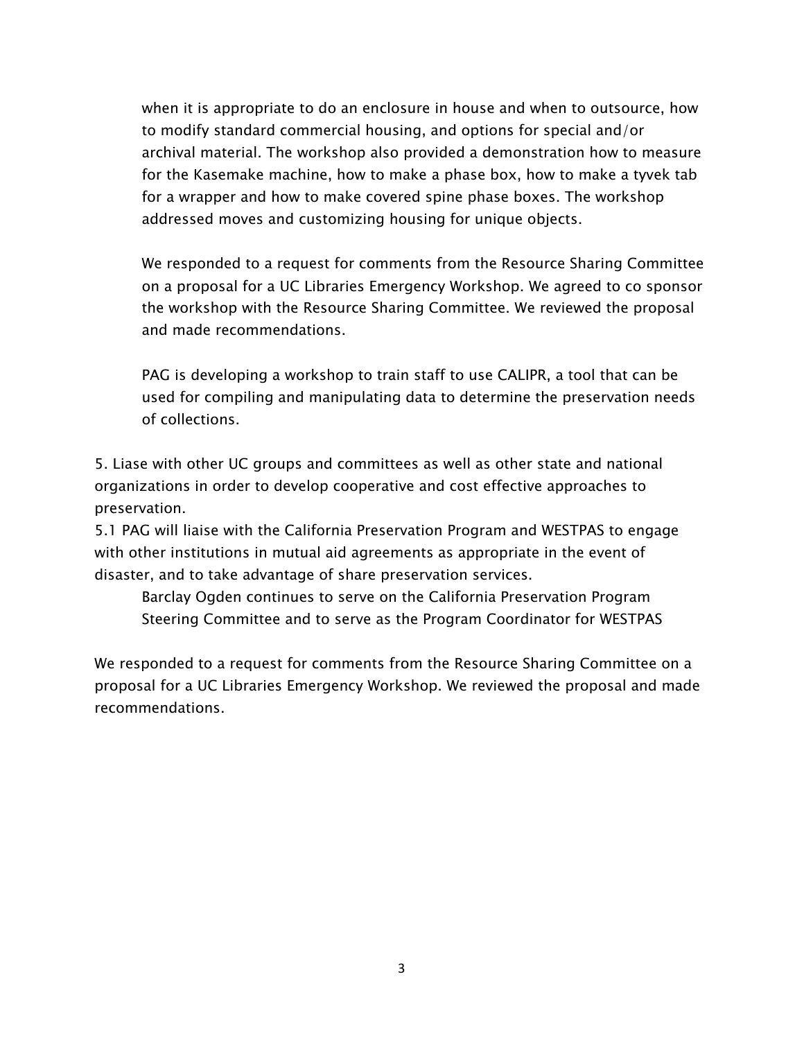when it is appropriate to do an enclosure in house and when to outsource, how to modify standard commercial housing, and options for special and/or archival material. The workshop also provided a demonstration how to measure for the Kasemake machine, how to make a phase box, how to make a tyvek tab for a wrapper and how to make covered spine phase boxes. The workshop addressed moves and customizing housing for unique objects.

We responded to a request for comments from the Resource Sharing Committee on a proposal for a UC Libraries Emergency Workshop. We agreed to co sponsor the workshop with the Resource Sharing Committee. We reviewed the proposal and made recommendations.

PAG is developing a workshop to train staff to use CALIPR, a tool that can be used for compiling and manipulating data to determine the preservation needs of collections.

5. Liase with other UC groups and committees as well as other state and national organizations in order to develop cooperative and cost effective approaches to preservation.

5.1 PAG will liaise with the California Preservation Program and WESTPAS to engage with other institutions in mutual aid agreements as appropriate in the event of disaster, and to take advantage of share preservation services.

Barclay Ogden continues to serve on the California Preservation Program Steering Committee and to serve as the Program Coordinator for WESTPAS

We responded to a request for comments from the Resource Sharing Committee on a proposal for a UC Libraries Emergency Workshop. We reviewed the proposal and made recommendations.